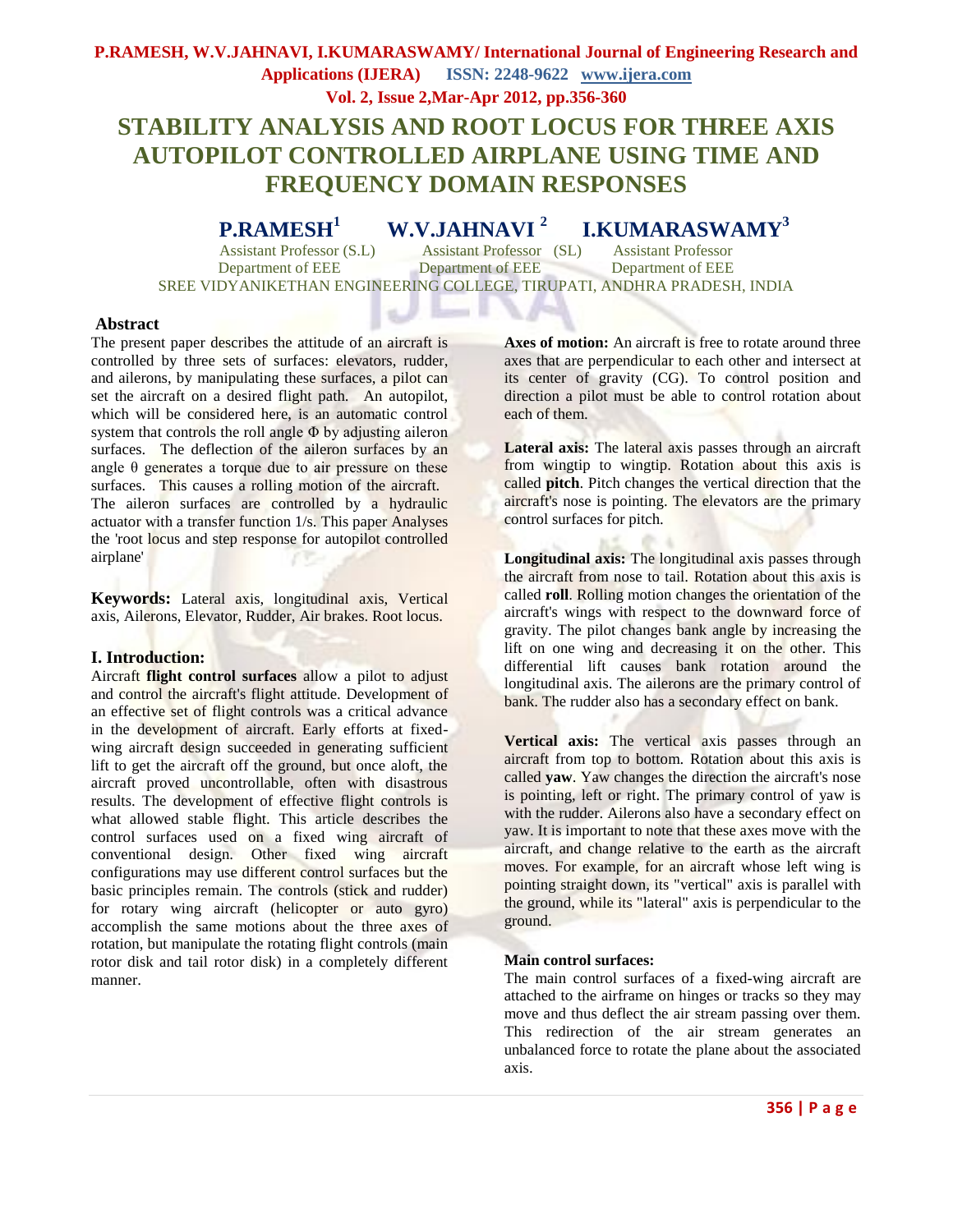# STABILITY ANALYSIS AND ROOT LOCUS FOR THREE AXIS AUTOPILOT CONTROLLED AIRPLANE USING TIME AND FREQUENCY DOMAIN RESPONSES

**P.RAMESH[1] W.V.JAHNAVI[2] I.KUMARASWAMY[3]**

Assistant Professor (S.L) Department of EEE

Assistant Professor (SL) Department of EEE

Assistant Professor Department of EEE

SREE VIDYANIKETHAN ENGINEERING COLLEGE, TIRUPATI, ANDHRA PRADESH, INDIA

## Abstract

The present paper describes the attitude of an aircraft is controlled by three sets of surfaces: elevators, rudder, and ailerons, by manipulating these surfaces, a pilot can set the aircraft on a desired flight path. An autopilot, which will be considered here, is an automatic control system that controls the roll angle Φ by adjusting aileron surfaces. The deflection of the aileron surfaces by an angle θ generates a torque due to air pressure on these surfaces. This causes a rolling motion of the aircraft. The aileron surfaces are controlled by a hydraulic actuator with a transfer function 1/s. This paper Analyses the 'root locus and step response for autopilot controlled airplane'

**Keywords:** Lateral axis, longitudinal axis, Vertical axis, Ailerons, Elevator, Rudder, Air brakes. Root locus.

## I. Introduction:

Aircraft **flight control surfaces** allow a pilot to adjust and control the aircraft's flight attitude. Development of an effective set of flight controls was a critical advance in the development of aircraft. Early efforts at fixed-wing aircraft design succeeded in generating sufficient lift to get the aircraft off the ground, but once aloft, the aircraft proved uncontrollable, often with disastrous results. The development of effective flight controls is what allowed stable flight. This article describes the control surfaces used on a fixed wing aircraft of conventional design. Other fixed wing aircraft configurations may use different control surfaces but the basic principles remain. The controls (stick and rudder) for rotary wing aircraft (helicopter or auto gyro) accomplish the same motions about the three axes of rotation, but manipulate the rotating flight controls (main rotor disk and tail rotor disk) in a completely different manner.

**Axes of motion:** An aircraft is free to rotate around three axes that are perpendicular to each other and intersect at its center of gravity (CG). To control position and direction a pilot must be able to control rotation about each of them.

**Lateral axis:** The lateral axis passes through an aircraft from wingtip to wingtip. Rotation about this axis is called **pitch**. Pitch changes the vertical direction that the aircraft's nose is pointing. The elevators are the primary control surfaces for pitch.

**Longitudinal axis:** The longitudinal axis passes through the aircraft from nose to tail. Rotation about this axis is called **roll**. Rolling motion changes the orientation of the aircraft's wings with respect to the downward force of gravity. The pilot changes bank angle by increasing the lift on one wing and decreasing it on the other. This differential lift causes bank rotation around the longitudinal axis. The ailerons are the primary control of bank. The rudder also has a secondary effect on bank.

**Vertical axis:** The vertical axis passes through an aircraft from top to bottom. Rotation about this axis is called **yaw**. Yaw changes the direction the aircraft's nose is pointing, left or right. The primary control of yaw is with the rudder. Ailerons also have a secondary effect on yaw. It is important to note that these axes move with the aircraft, and change relative to the earth as the aircraft moves. For example, for an aircraft whose left wing is pointing straight down, its "vertical" axis is parallel with the ground, while its "lateral" axis is perpendicular to the ground.

**Main control surfaces:**

The main control surfaces of a fixed-wing aircraft are attached to the airframe on hinges or tracks so they may move and thus deflect the air stream passing over them. This redirection of the air stream generates an unbalanced force to rotate the plane about the associated axis.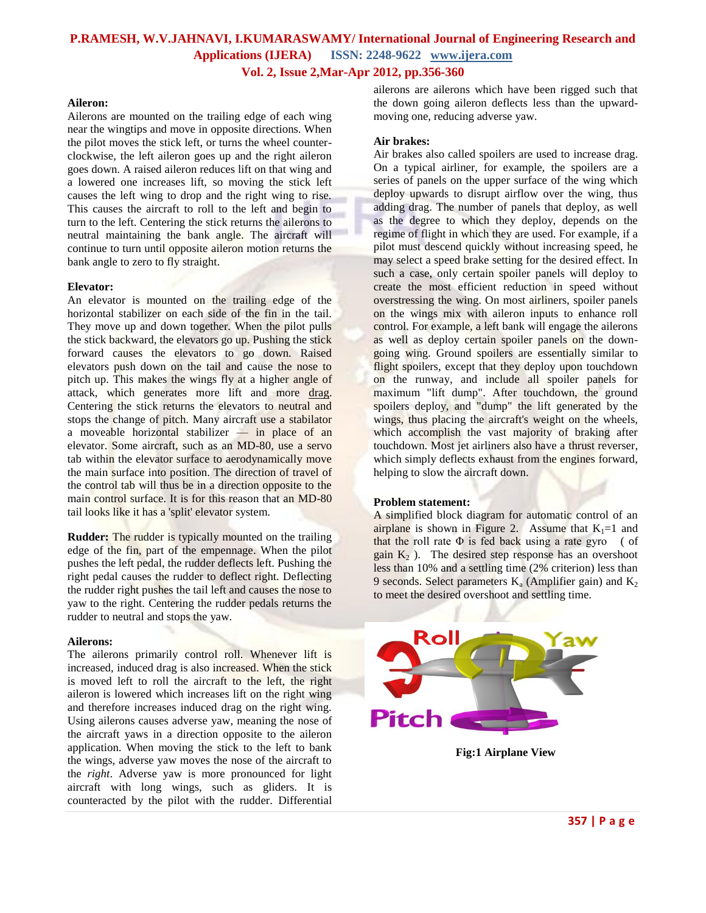**Aileron:**

Ailerons are mounted on the trailing edge of each wing near the wingtips and move in opposite directions. When the pilot moves the stick left, or turns the wheel counter-clockwise, the left aileron goes up and the right aileron goes down. A raised aileron reduces lift on that wing and a lowered one increases lift, so moving the stick left causes the left wing to drop and the right wing to rise. This causes the aircraft to roll to the left and begin to turn to the left. Centering the stick returns the ailerons to neutral maintaining the bank angle. The aircraft will continue to turn until opposite aileron motion returns the bank angle to zero to fly straight.

**Elevator:**

An elevator is mounted on the trailing edge of the horizontal stabilizer on each side of the fin in the tail. They move up and down together. When the pilot pulls the stick backward, the elevators go up. Pushing the stick forward causes the elevators to go down. Raised elevators push down on the tail and cause the nose to pitch up. This makes the wings fly at a higher angle of attack, which generates more lift and more drag. Centering the stick returns the elevators to neutral and stops the change of pitch. Many aircraft use a stabilator a moveable horizontal stabilizer — in place of an elevator. Some aircraft, such as an MD-80, use a servo tab within the elevator surface to aerodynamically move the main surface into position. The direction of travel of the control tab will thus be in a direction opposite to the main control surface. It is for this reason that an MD-80 tail looks like it has a 'split' elevator system.

**Rudder:** The rudder is typically mounted on the trailing edge of the fin, part of the empennage. When the pilot pushes the left pedal, the rudder deflects left. Pushing the right pedal causes the rudder to deflect right. Deflecting the rudder right pushes the tail left and causes the nose to yaw to the right. Centering the rudder pedals returns the rudder to neutral and stops the yaw.

**Ailerons:**

The ailerons primarily control roll. Whenever lift is increased, induced drag is also increased. When the stick is moved left to roll the aircraft to the left, the right aileron is lowered which increases lift on the right wing and therefore increases induced drag on the right wing. Using ailerons causes adverse yaw, meaning the nose of the aircraft yaws in a direction opposite to the aileron application. When moving the stick to the left to bank the wings, adverse yaw moves the nose of the aircraft to the *right*. Adverse yaw is more pronounced for light aircraft with long wings, such as gliders. It is counteracted by the pilot with the rudder. Differential ailerons are ailerons which have been rigged such that the down going aileron deflects less than the upward-moving one, reducing adverse yaw.

**Air brakes:**

Air brakes also called spoilers are used to increase drag. On a typical airliner, for example, the spoilers are a series of panels on the upper surface of the wing which deploy upwards to disrupt airflow over the wing, thus adding drag. The number of panels that deploy, as well as the degree to which they deploy, depends on the regime of flight in which they are used. For example, if a pilot must descend quickly without increasing speed, he may select a speed brake setting for the desired effect. In such a case, only certain spoiler panels will deploy to create the most efficient reduction in speed without overstressing the wing. On most airliners, spoiler panels on the wings mix with aileron inputs to enhance roll control. For example, a left bank will engage the ailerons as well as deploy certain spoiler panels on the down-going wing. Ground spoilers are essentially similar to flight spoilers, except that they deploy upon touchdown on the runway, and include all spoiler panels for maximum "lift dump". After touchdown, the ground spoilers deploy, and "dump" the lift generated by the wings, thus placing the aircraft's weight on the wheels, which accomplish the vast majority of braking after touchdown. Most jet airliners also have a thrust reverser, which simply deflects exhaust from the engines forward, helping to slow the aircraft down.

**Problem statement:**

A simplified block diagram for automatic control of an airplane is shown in Figure 2. Assume that $K_1$=1 and that the roll rate $\Phi$ is fed back using a rate gyro ( of gain $K_2$ ). The desired step response has an overshoot less than 10% and a settling time (2% criterion) less than 9 seconds. Select parameters $K_a$ (Amplifier gain) and $K_2$ to meet the desired overshoot and settling time.

**Fig:1 Airplane View**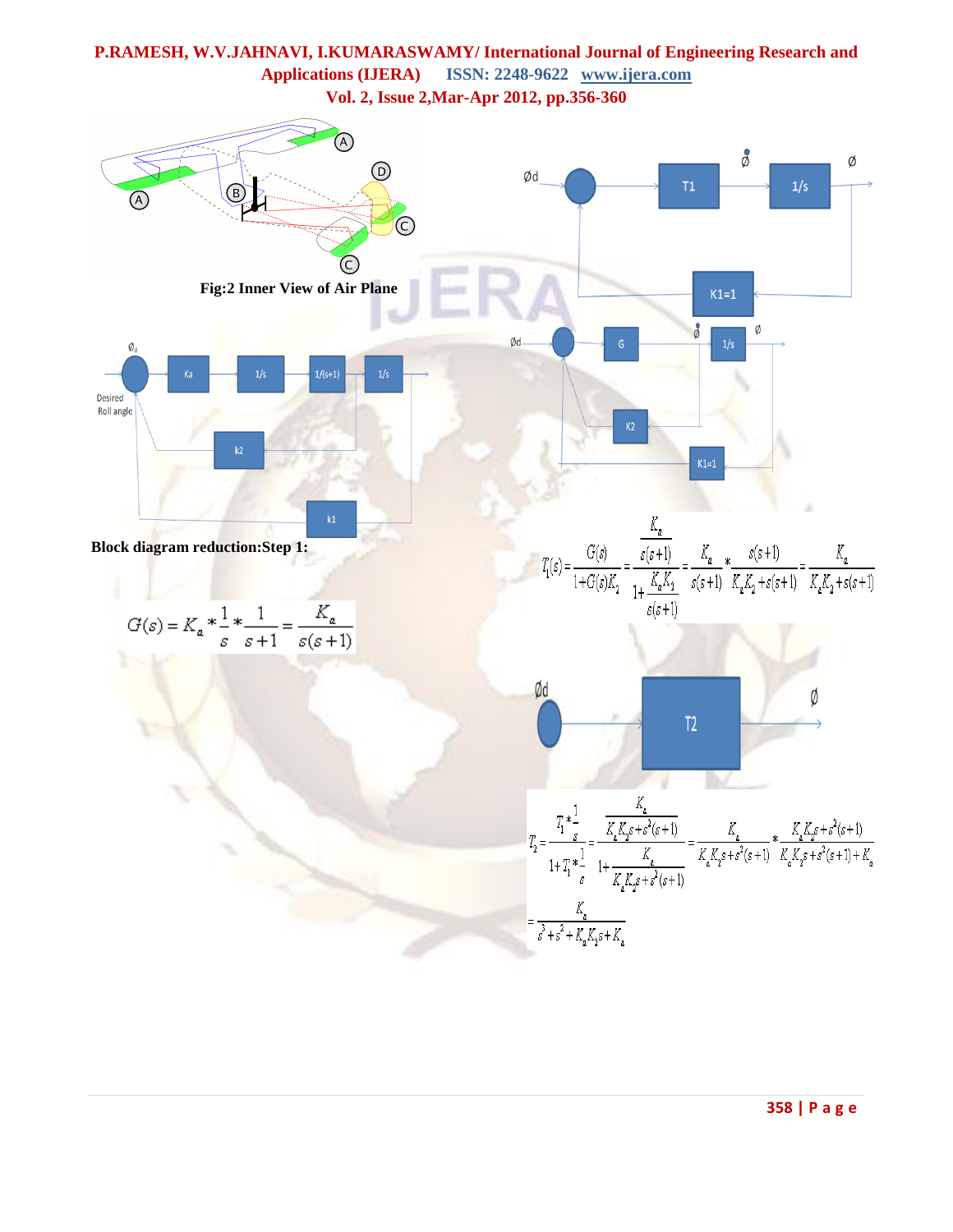Fig:2 Inner View of Air Plane

Block diagram reduction:Step 1:

$$G(s) = K_a * \frac{1}{s} * \frac{1}{s+1} = \frac{K_a}{s(s+1)}$$

$$T_1(s) = \frac{G(s)}{1+G(s)K_2} = \frac{\frac{K_a}{s(s+1)}}{1+\frac{K_a K_2}{s(s+1)}} = \frac{K_a}{s(s+1)} * \frac{s(s+1)}{K_a K_2 + s(s+1)} = \frac{K_a}{K_a K_2 + s(s+1)}$$

$$T_2 = \frac{T_1 * \frac{1}{s}}{1+T_1 * \frac{1}{s}} = \frac{\frac{K_a}{K_a K_2 s + s^2(s+1)}}{1+\frac{K_a}{K_a K_2 s + s^2(s+1)}} = \frac{K_a}{K_a K_2 s + s^2(s+1)} * \frac{K_a K_2 s + s^2(s+1)}{K_a K_2 s + s^2(s+1) + K_a}$$

$$= \frac{K_a}{s^3 + s^2 + K_a K_2 s + K_a}$$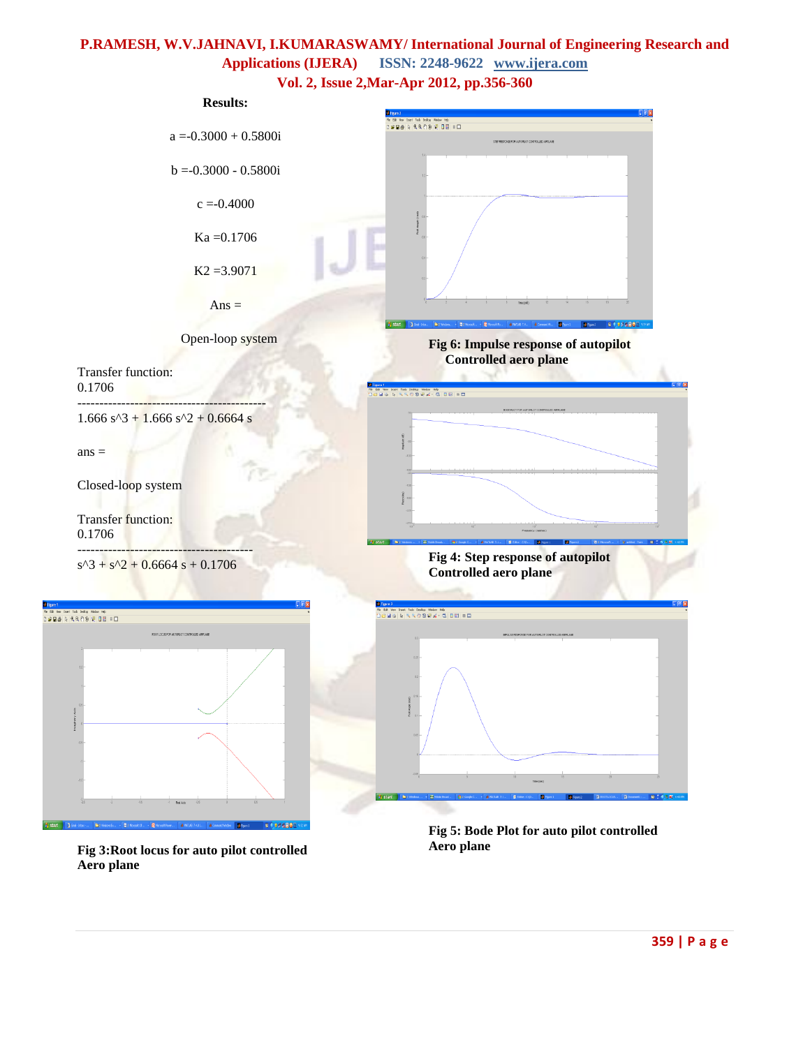**Results:**

a =-0.3000 + 0.5800i

b =-0.3000 - 0.5800i

c =-0.4000

Ka =0.1706

K2 =3.9071

Ans =

Open-loop system

Transfer function:

$$\frac{0.1706}{1.666 s^3 + 1.666 s^2 + 0.6664 s}$$

ans =

Closed-loop system

Transfer function:

$$\frac{0.1706}{s^3 + s^2 + 0.6664 s + 0.1706}$$

**Fig 3:Root locus for auto pilot controlled Aero plane**

**Fig 6: Impulse response of autopilot Controlled aero plane**

**Fig 4: Step response of autopilot Controlled aero plane**

**Fig 5: Bode Plot for auto pilot controlled Aero plane**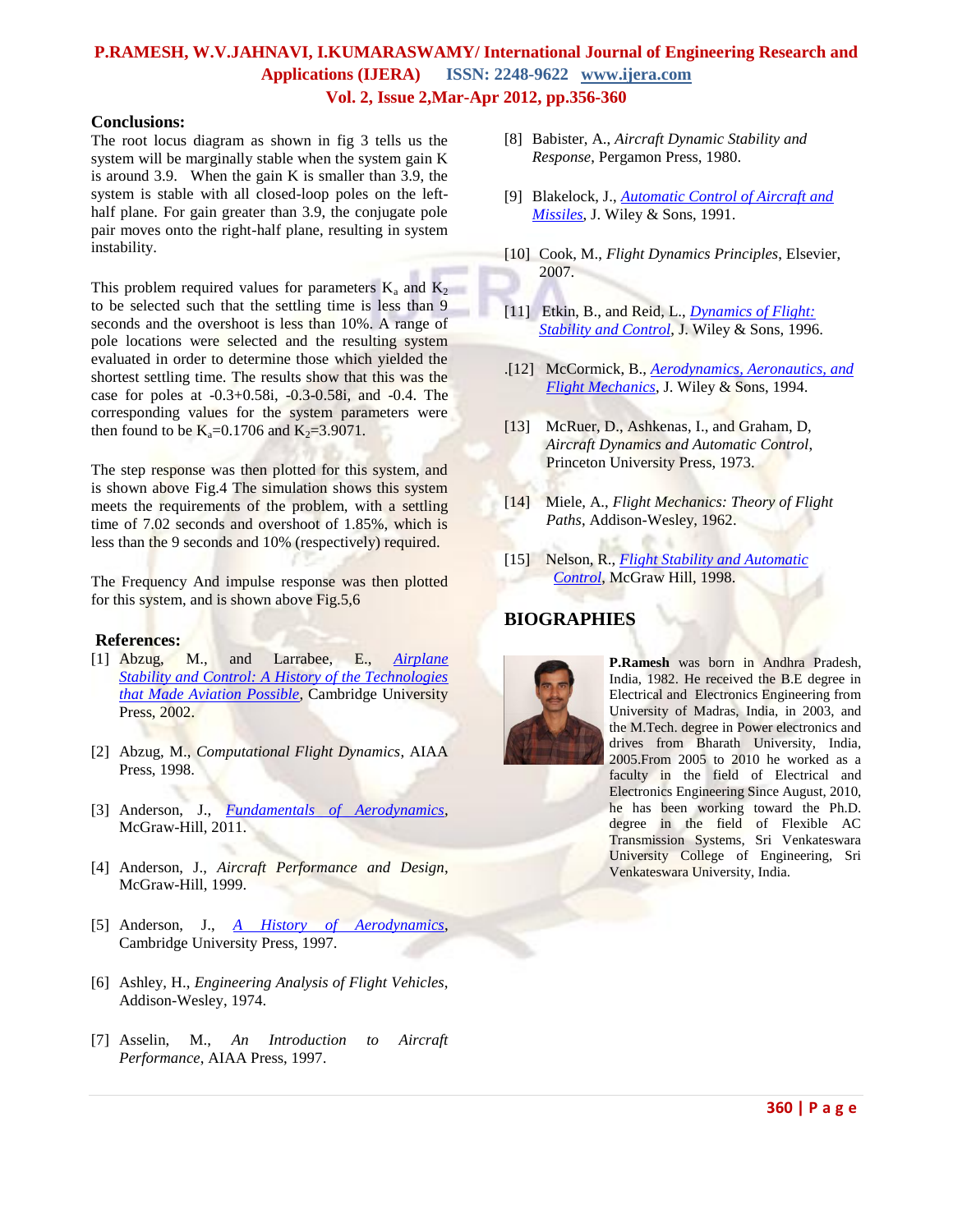## Conclusions:

The root locus diagram as shown in fig 3 tells us the system will be marginally stable when the system gain K is around 3.9. When the gain K is smaller than 3.9, the system is stable with all closed-loop poles on the left-half plane. For gain greater than 3.9, the conjugate pole pair moves onto the right-half plane, resulting in system instability.

This problem required values for parameters $K_a$ and $K_2$ to be selected such that the settling time is less than 9 seconds and the overshoot is less than 10%. A range of pole locations were selected and the resulting system evaluated in order to determine those which yielded the shortest settling time. The results show that this was the case for poles at -0.3+0.58i, -0.3-0.58i, and -0.4. The corresponding values for the system parameters were then found to be $K_a$=0.1706 and $K_2$=3.9071.

The step response was then plotted for this system, and is shown above Fig.4 The simulation shows this system meets the requirements of the problem, with a settling time of 7.02 seconds and overshoot of 1.85%, which is less than the 9 seconds and 10% (respectively) required.

The Frequency And impulse response was then plotted for this system, and is shown above Fig.5,6

## References:

[1] Abzug, M., and Larrabee, E., *Airplane Stability and Control: A History of the Technologies that Made Aviation Possible*, Cambridge University Press, 2002.

[2] Abzug, M., *Computational Flight Dynamics*, AIAA Press, 1998.

[3] Anderson, J., *Fundamentals of Aerodynamics*, McGraw-Hill, 2011.

[4] Anderson, J., *Aircraft Performance and Design*, McGraw-Hill, 1999.

[5] Anderson, J., *A History of Aerodynamics*, Cambridge University Press, 1997.

[6] Ashley, H., *Engineering Analysis of Flight Vehicles*, Addison-Wesley, 1974.

[7] Asselin, M., *An Introduction to Aircraft Performance*, AIAA Press, 1997.

[8] Babister, A., *Aircraft Dynamic Stability and Response*, Pergamon Press, 1980.

[9] Blakelock, J., *Automatic Control of Aircraft and Missiles*, J. Wiley & Sons, 1991.

[10] Cook, M., *Flight Dynamics Principles*, Elsevier, 2007.

[11] Etkin, B., and Reid, L., *Dynamics of Flight: Stability and Control*, J. Wiley & Sons, 1996.

.[12] McCormick, B., *Aerodynamics, Aeronautics, and Flight Mechanics*, J. Wiley & Sons, 1994.

[13] McRuer, D., Ashkenas, I., and Graham, D, *Aircraft Dynamics and Automatic Control*, Princeton University Press, 1973.

[14] Miele, A., *Flight Mechanics: Theory of Flight Paths*, Addison-Wesley, 1962.

[15] Nelson, R., *Flight Stability and Automatic Control*, McGraw Hill, 1998.

## BIOGRAPHIES

**P.Ramesh** was born in Andhra Pradesh, India, 1982. He received the B.E degree in Electrical and Electronics Engineering from University of Madras, India, in 2003, and the M.Tech. degree in Power electronics and drives from Bharath University, India, 2005.From 2005 to 2010 he worked as a faculty in the field of Electrical and Electronics Engineering Since August, 2010, he has been working toward the Ph.D. degree in the field of Flexible AC Transmission Systems, Sri Venkateswara University College of Engineering, Sri Venkateswara University, India.